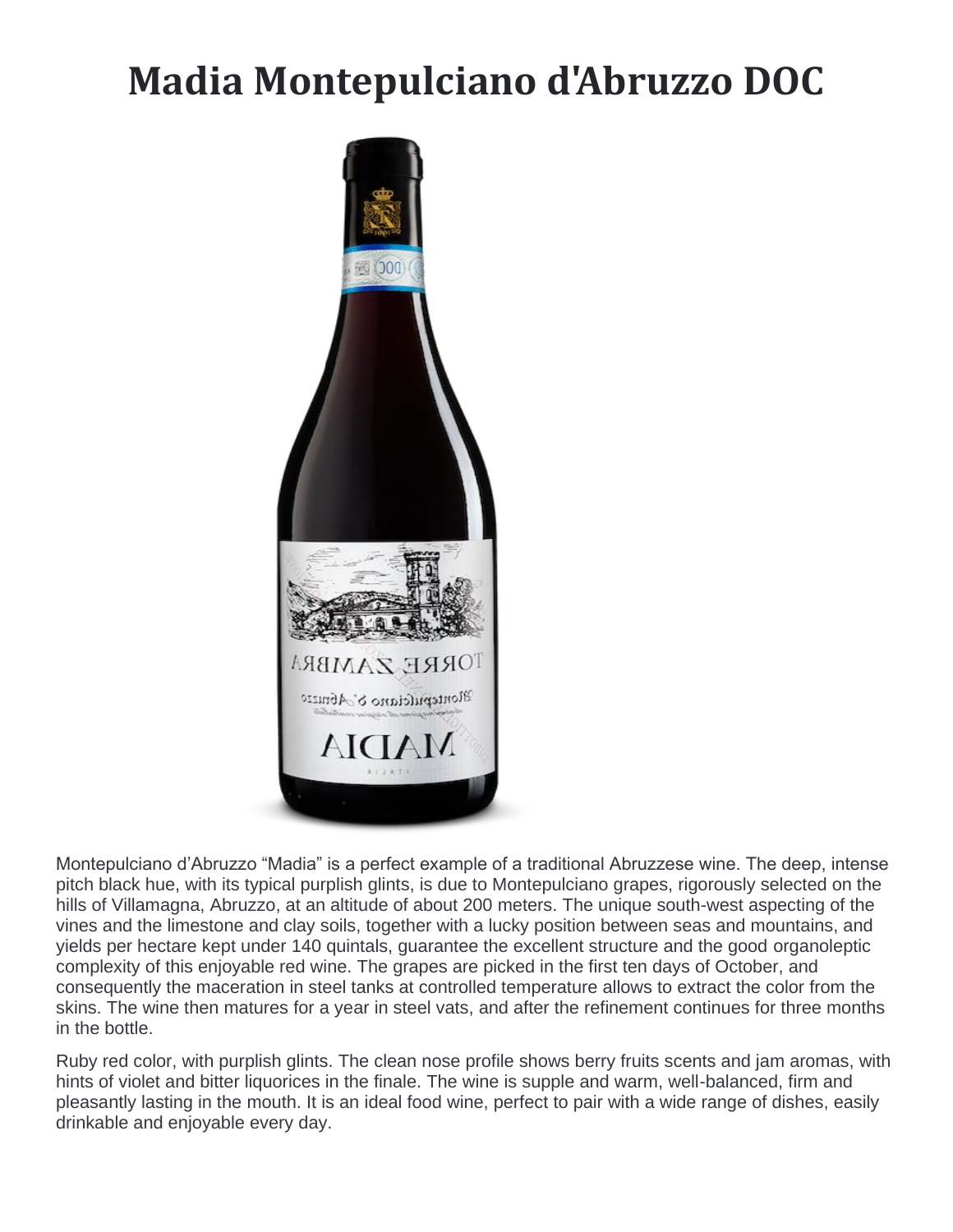# Madia Montepulciano d'Abruzzo DOC

Montepulciano d’Abruzzo “Madia” is a perfect example of a traditional Abruzzese wine. The deep, intense pitch black hue, with its typical purplish glints, is due to Montepulciano grapes, rigorously selected on the hills of Villamagna, Abruzzo, at an altitude of about 200 meters. The unique south-west aspecting of the vines and the limestone and clay soils, together with a lucky position between seas and mountains, and yields per hectare kept under 140 quintals, guarantee the excellent structure and the good organoleptic complexity of this enjoyable red wine. The grapes are picked in the first ten days of October, and consequently the maceration in steel tanks at controlled temperature allows to extract the color from the skins. The wine then matures for a year in steel vats, and after the refinement continues for three months in the bottle.

Ruby red color, with purplish glints. The clean nose profile shows berry fruits scents and jam aromas, with hints of violet and bitter liquorices in the finale. The wine is supple and warm, well-balanced, firm and pleasantly lasting in the mouth. It is an ideal food wine, perfect to pair with a wide range of dishes, easily drinkable and enjoyable every day.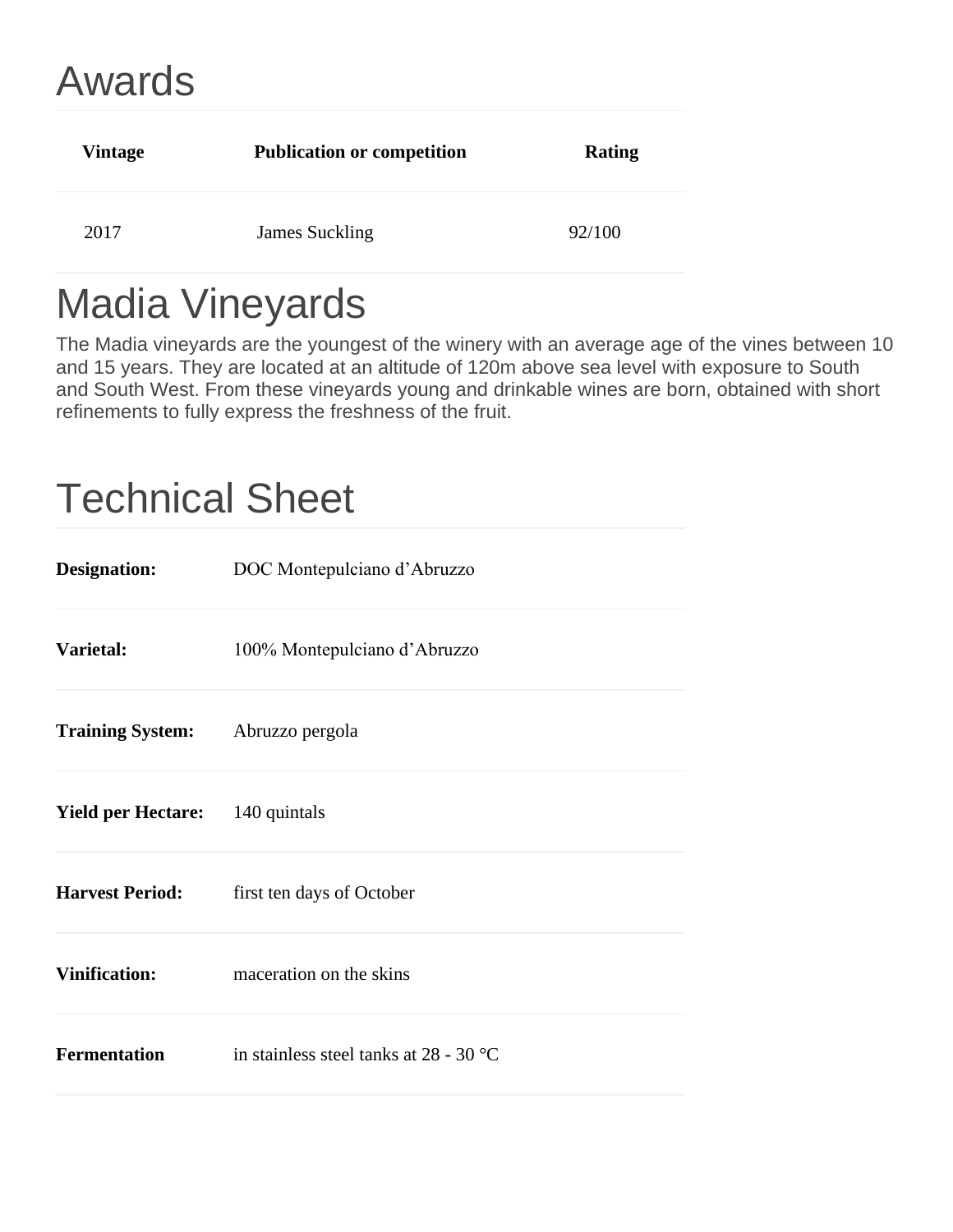# Awards

| Vintage | Publication or competition | Rating |
| --- | --- | --- |
| 2017 | James Suckling | 92/100 |

# Madia Vineyards

The Madia vineyards are the youngest of the winery with an average age of the vines between 10 and 15 years. They are located at an altitude of 120m above sea level with exposure to South and South West. From these vineyards young and drinkable wines are born, obtained with short refinements to fully express the freshness of the fruit.

# Technical Sheet

| | |
| --- | --- |
| **Designation:** | DOC Montepulciano d'Abruzzo |
| **Varietal:** | 100% Montepulciano d'Abruzzo |
| **Training System:** | Abruzzo pergola |
| **Yield per Hectare:** | 140 quintals |
| **Harvest Period:** | first ten days of October |
| **Vinification:** | maceration on the skins |
| **Fermentation** | in stainless steel tanks at 28 - 30 °C |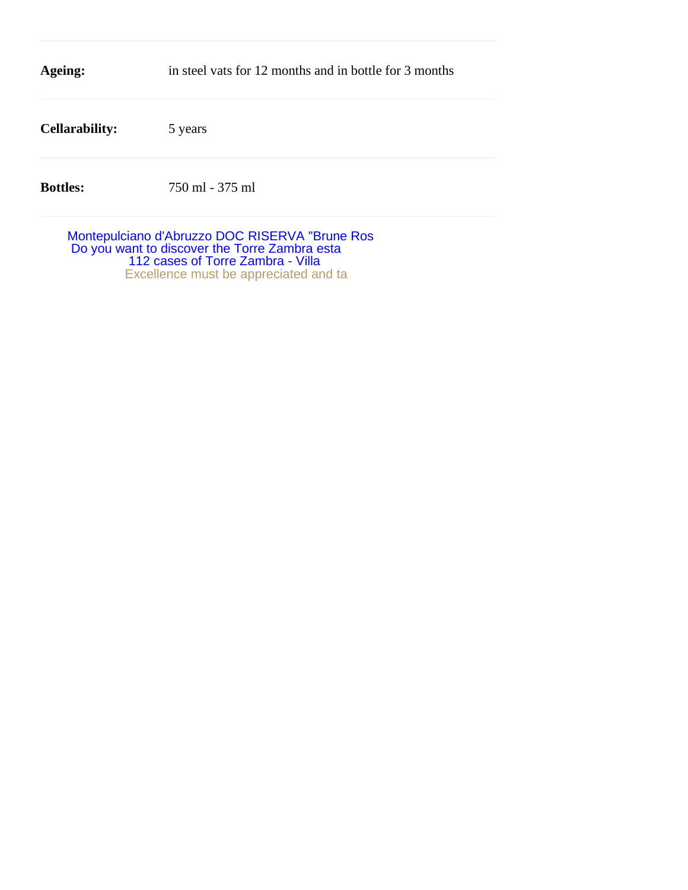| | |
|---|---|
| **Ageing:** | in steel vats for 12 months and in bottle for 3 months |
| **Cellarability:** | 5 years |
| **Bottles:** | 750 ml - 375 ml |

Montepulciano d'Abruzzo DOC RISERVA "Brune Ros
Do you want to discover the Torre Zambra esta
112 cases of Torre Zambra - Villa
Excellence must be appreciated and ta